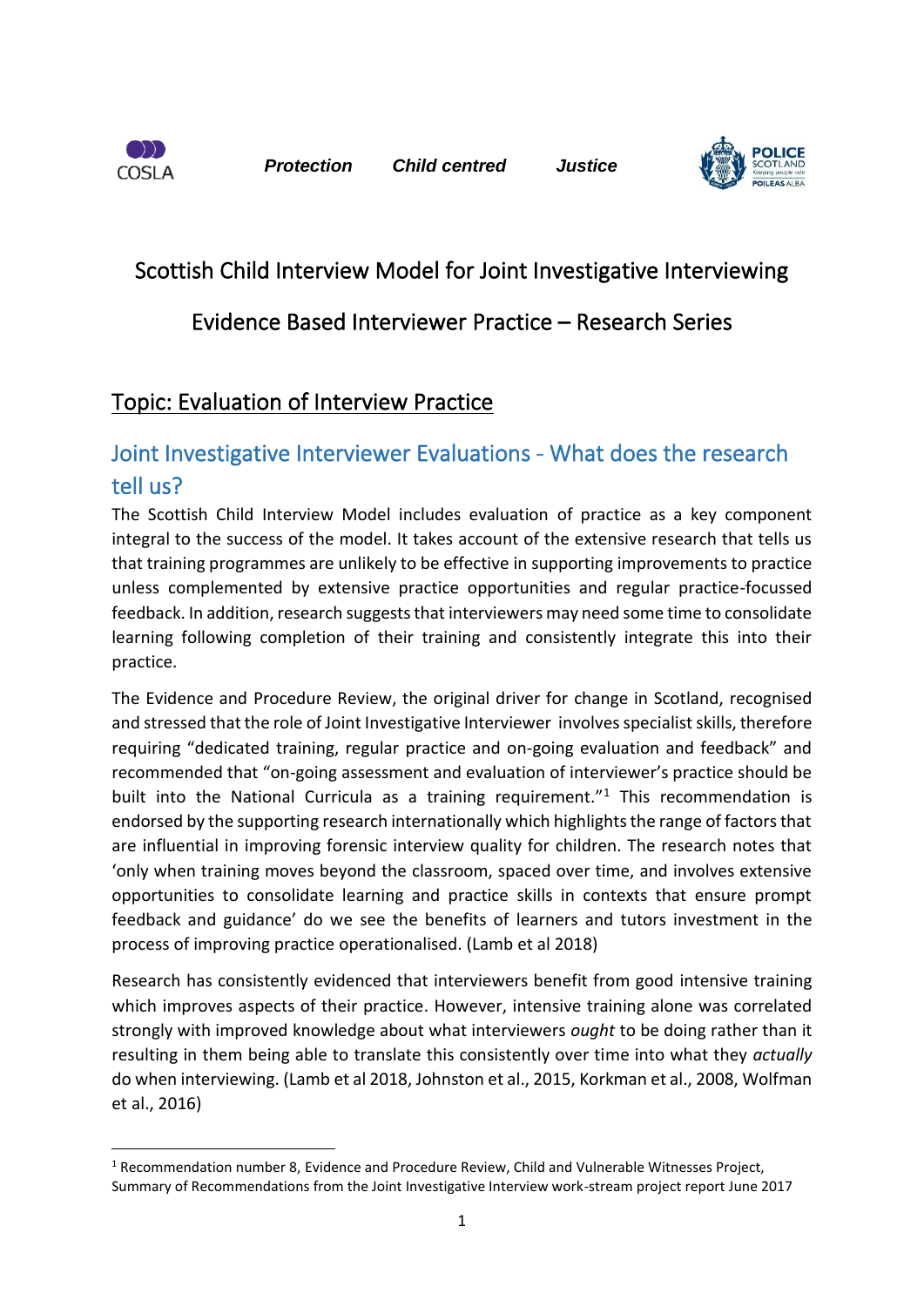COSLA

***Protection*** ***Child centred*** ***Justice***

POLICE SCOTLAND Keeping people safe POILEAS ALBA

# Scottish Child Interview Model for Joint Investigative Interviewing

# Evidence Based Interviewer Practice – Research Series

## Topic: Evaluation of Interview Practice

## Joint Investigative Interviewer Evaluations - What does the research tell us?

The Scottish Child Interview Model includes evaluation of practice as a key component integral to the success of the model. It takes account of the extensive research that tells us that training programmes are unlikely to be effective in supporting improvements to practice unless complemented by extensive practice opportunities and regular practice-focussed feedback. In addition, research suggests that interviewers may need some time to consolidate learning following completion of their training and consistently integrate this into their practice.

The Evidence and Procedure Review, the original driver for change in Scotland, recognised and stressed that the role of Joint Investigative Interviewer involves specialist skills, therefore requiring "dedicated training, regular practice and on-going evaluation and feedback" and recommended that "on-going assessment and evaluation of interviewer's practice should be built into the National Curricula as a training requirement."[1] This recommendation is endorsed by the supporting research internationally which highlights the range of factors that are influential in improving forensic interview quality for children. The research notes that 'only when training moves beyond the classroom, spaced over time, and involves extensive opportunities to consolidate learning and practice skills in contexts that ensure prompt feedback and guidance' do we see the benefits of learners and tutors investment in the process of improving practice operationalised. (Lamb et al 2018)

Research has consistently evidenced that interviewers benefit from good intensive training which improves aspects of their practice. However, intensive training alone was correlated strongly with improved knowledge about what interviewers *ought* to be doing rather than it resulting in them being able to translate this consistently over time into what they *actually* do when interviewing. (Lamb et al 2018, Johnston et al., 2015, Korkman et al., 2008, Wolfman et al., 2016)

---

[1] Recommendation number 8, Evidence and Procedure Review, Child and Vulnerable Witnesses Project, Summary of Recommendations from the Joint Investigative Interview work-stream project report June 2017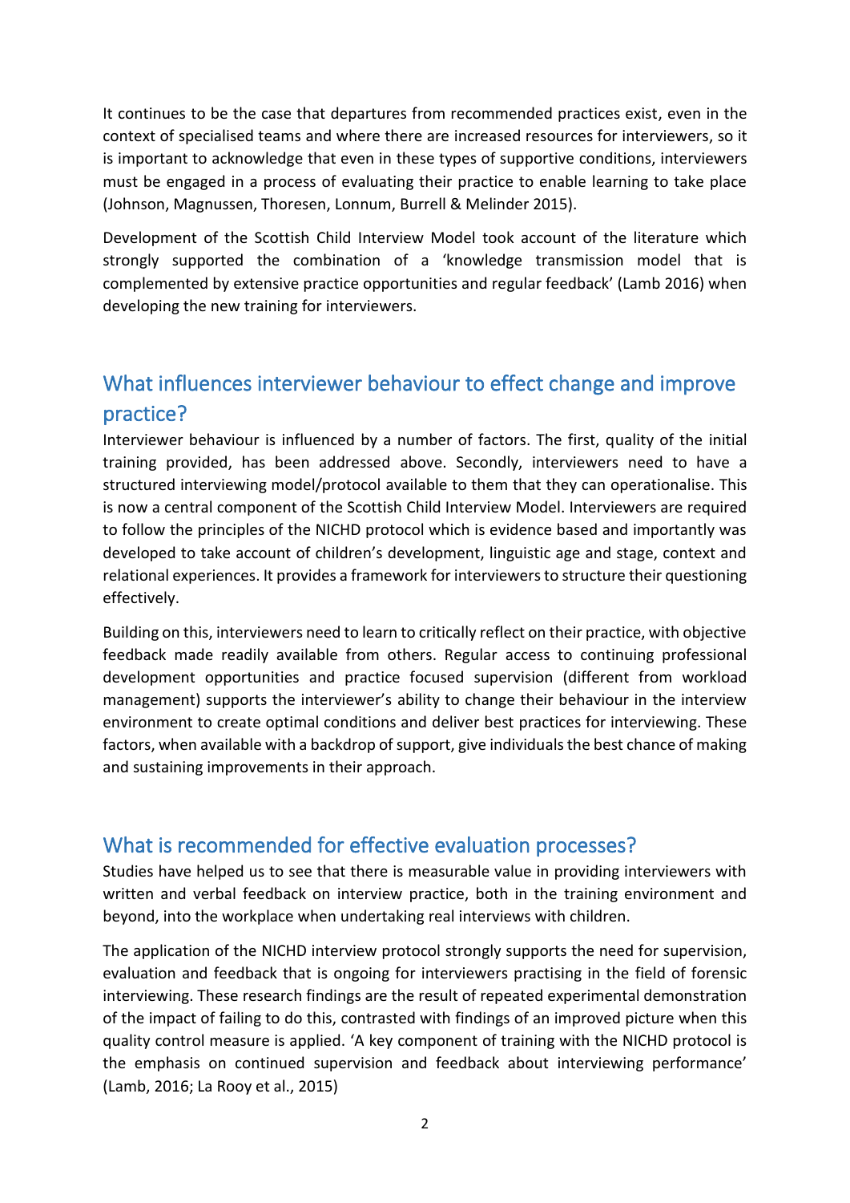It continues to be the case that departures from recommended practices exist, even in the context of specialised teams and where there are increased resources for interviewers, so it is important to acknowledge that even in these types of supportive conditions, interviewers must be engaged in a process of evaluating their practice to enable learning to take place (Johnson, Magnussen, Thoresen, Lonnum, Burrell & Melinder 2015).

Development of the Scottish Child Interview Model took account of the literature which strongly supported the combination of a 'knowledge transmission model that is complemented by extensive practice opportunities and regular feedback' (Lamb 2016) when developing the new training for interviewers.

## What influences interviewer behaviour to effect change and improve practice?

Interviewer behaviour is influenced by a number of factors. The first, quality of the initial training provided, has been addressed above. Secondly, interviewers need to have a structured interviewing model/protocol available to them that they can operationalise. This is now a central component of the Scottish Child Interview Model. Interviewers are required to follow the principles of the NICHD protocol which is evidence based and importantly was developed to take account of children's development, linguistic age and stage, context and relational experiences. It provides a framework for interviewers to structure their questioning effectively.

Building on this, interviewers need to learn to critically reflect on their practice, with objective feedback made readily available from others. Regular access to continuing professional development opportunities and practice focused supervision (different from workload management) supports the interviewer's ability to change their behaviour in the interview environment to create optimal conditions and deliver best practices for interviewing. These factors, when available with a backdrop of support, give individuals the best chance of making and sustaining improvements in their approach.

## What is recommended for effective evaluation processes?

Studies have helped us to see that there is measurable value in providing interviewers with written and verbal feedback on interview practice, both in the training environment and beyond, into the workplace when undertaking real interviews with children.

The application of the NICHD interview protocol strongly supports the need for supervision, evaluation and feedback that is ongoing for interviewers practising in the field of forensic interviewing. These research findings are the result of repeated experimental demonstration of the impact of failing to do this, contrasted with findings of an improved picture when this quality control measure is applied. 'A key component of training with the NICHD protocol is the emphasis on continued supervision and feedback about interviewing performance' (Lamb, 2016; La Rooy et al., 2015)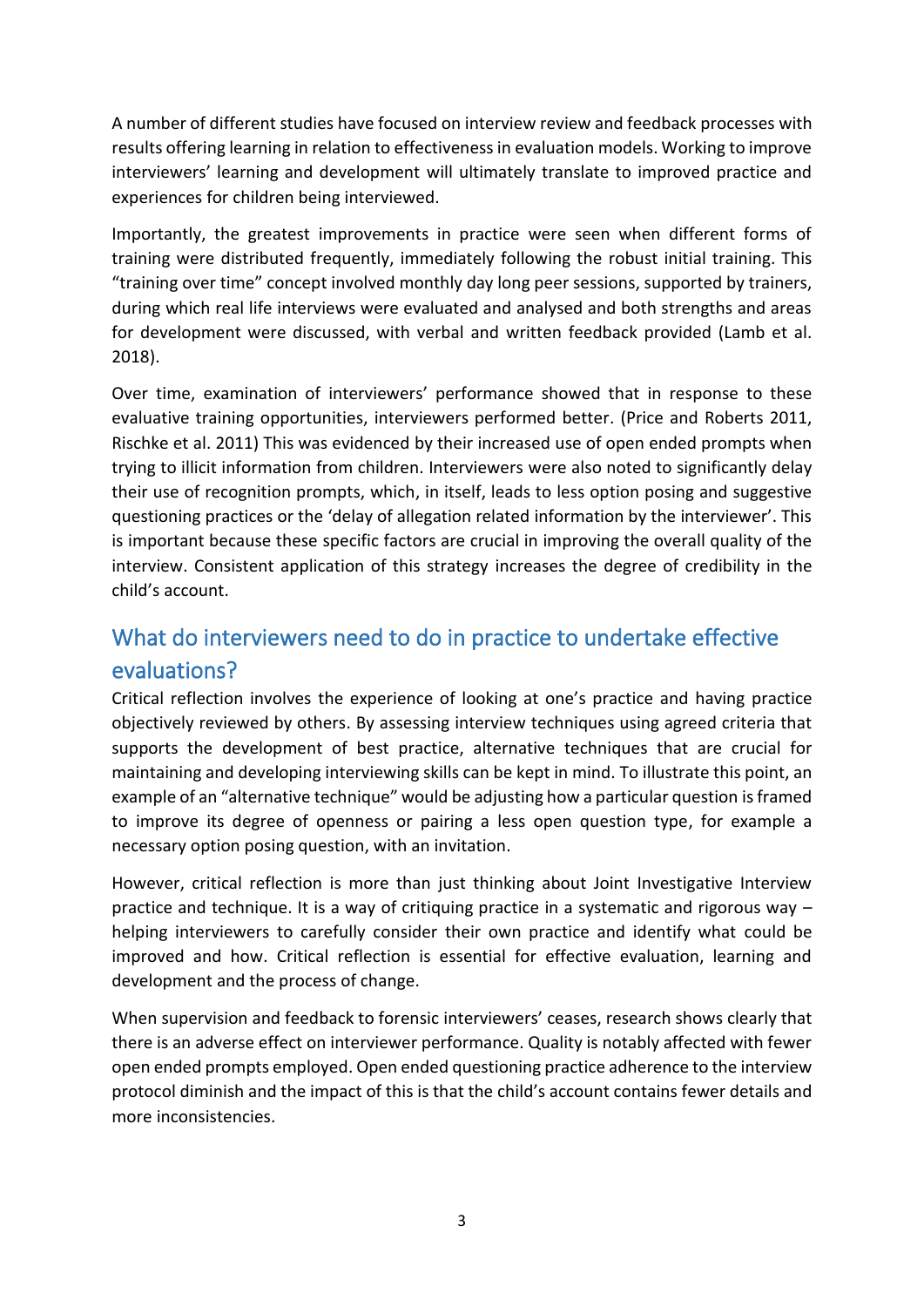A number of different studies have focused on interview review and feedback processes with results offering learning in relation to effectiveness in evaluation models. Working to improve interviewers' learning and development will ultimately translate to improved practice and experiences for children being interviewed.

Importantly, the greatest improvements in practice were seen when different forms of training were distributed frequently, immediately following the robust initial training. This "training over time" concept involved monthly day long peer sessions, supported by trainers, during which real life interviews were evaluated and analysed and both strengths and areas for development were discussed, with verbal and written feedback provided (Lamb et al. 2018).

Over time, examination of interviewers' performance showed that in response to these evaluative training opportunities, interviewers performed better. (Price and Roberts 2011, Rischke et al. 2011) This was evidenced by their increased use of open ended prompts when trying to illicit information from children. Interviewers were also noted to significantly delay their use of recognition prompts, which, in itself, leads to less option posing and suggestive questioning practices or the 'delay of allegation related information by the interviewer'. This is important because these specific factors are crucial in improving the overall quality of the interview. Consistent application of this strategy increases the degree of credibility in the child's account.

## What do interviewers need to do in practice to undertake effective evaluations?

Critical reflection involves the experience of looking at one's practice and having practice objectively reviewed by others. By assessing interview techniques using agreed criteria that supports the development of best practice, alternative techniques that are crucial for maintaining and developing interviewing skills can be kept in mind. To illustrate this point, an example of an "alternative technique" would be adjusting how a particular question is framed to improve its degree of openness or pairing a less open question type, for example a necessary option posing question, with an invitation.

However, critical reflection is more than just thinking about Joint Investigative Interview practice and technique. It is a way of critiquing practice in a systematic and rigorous way – helping interviewers to carefully consider their own practice and identify what could be improved and how. Critical reflection is essential for effective evaluation, learning and development and the process of change.

When supervision and feedback to forensic interviewers' ceases, research shows clearly that there is an adverse effect on interviewer performance. Quality is notably affected with fewer open ended prompts employed. Open ended questioning practice adherence to the interview protocol diminish and the impact of this is that the child's account contains fewer details and more inconsistencies.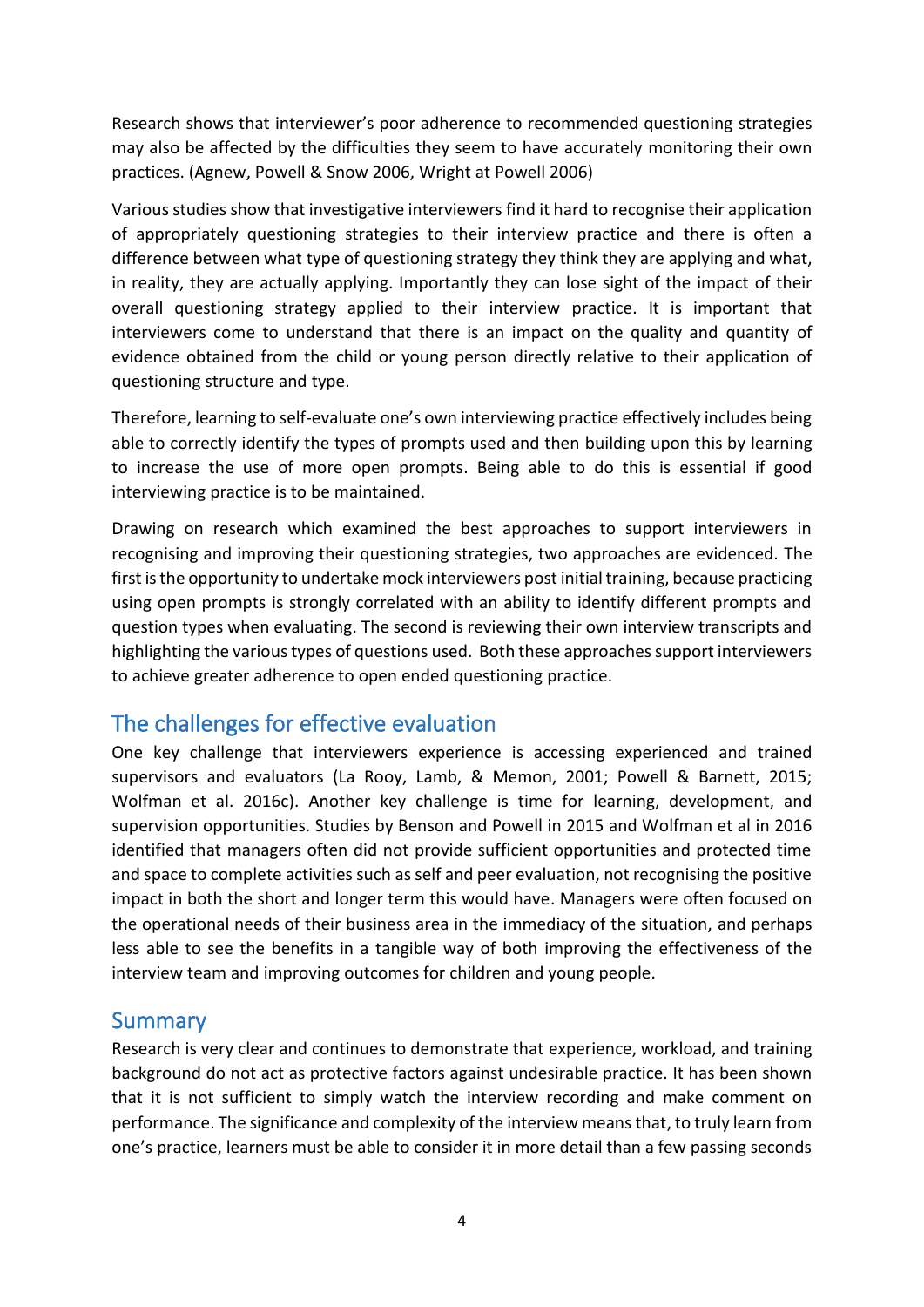Research shows that interviewer's poor adherence to recommended questioning strategies may also be affected by the difficulties they seem to have accurately monitoring their own practices. (Agnew, Powell & Snow 2006, Wright at Powell 2006)

Various studies show that investigative interviewers find it hard to recognise their application of appropriately questioning strategies to their interview practice and there is often a difference between what type of questioning strategy they think they are applying and what, in reality, they are actually applying. Importantly they can lose sight of the impact of their overall questioning strategy applied to their interview practice. It is important that interviewers come to understand that there is an impact on the quality and quantity of evidence obtained from the child or young person directly relative to their application of questioning structure and type.

Therefore, learning to self-evaluate one's own interviewing practice effectively includes being able to correctly identify the types of prompts used and then building upon this by learning to increase the use of more open prompts. Being able to do this is essential if good interviewing practice is to be maintained.

Drawing on research which examined the best approaches to support interviewers in recognising and improving their questioning strategies, two approaches are evidenced. The first is the opportunity to undertake mock interviewers post initial training, because practicing using open prompts is strongly correlated with an ability to identify different prompts and question types when evaluating. The second is reviewing their own interview transcripts and highlighting the various types of questions used. Both these approaches support interviewers to achieve greater adherence to open ended questioning practice.

## The challenges for effective evaluation

One key challenge that interviewers experience is accessing experienced and trained supervisors and evaluators (La Rooy, Lamb, & Memon, 2001; Powell & Barnett, 2015; Wolfman et al. 2016c). Another key challenge is time for learning, development, and supervision opportunities. Studies by Benson and Powell in 2015 and Wolfman et al in 2016 identified that managers often did not provide sufficient opportunities and protected time and space to complete activities such as self and peer evaluation, not recognising the positive impact in both the short and longer term this would have. Managers were often focused on the operational needs of their business area in the immediacy of the situation, and perhaps less able to see the benefits in a tangible way of both improving the effectiveness of the interview team and improving outcomes for children and young people.

## Summary

Research is very clear and continues to demonstrate that experience, workload, and training background do not act as protective factors against undesirable practice. It has been shown that it is not sufficient to simply watch the interview recording and make comment on performance. The significance and complexity of the interview means that, to truly learn from one's practice, learners must be able to consider it in more detail than a few passing seconds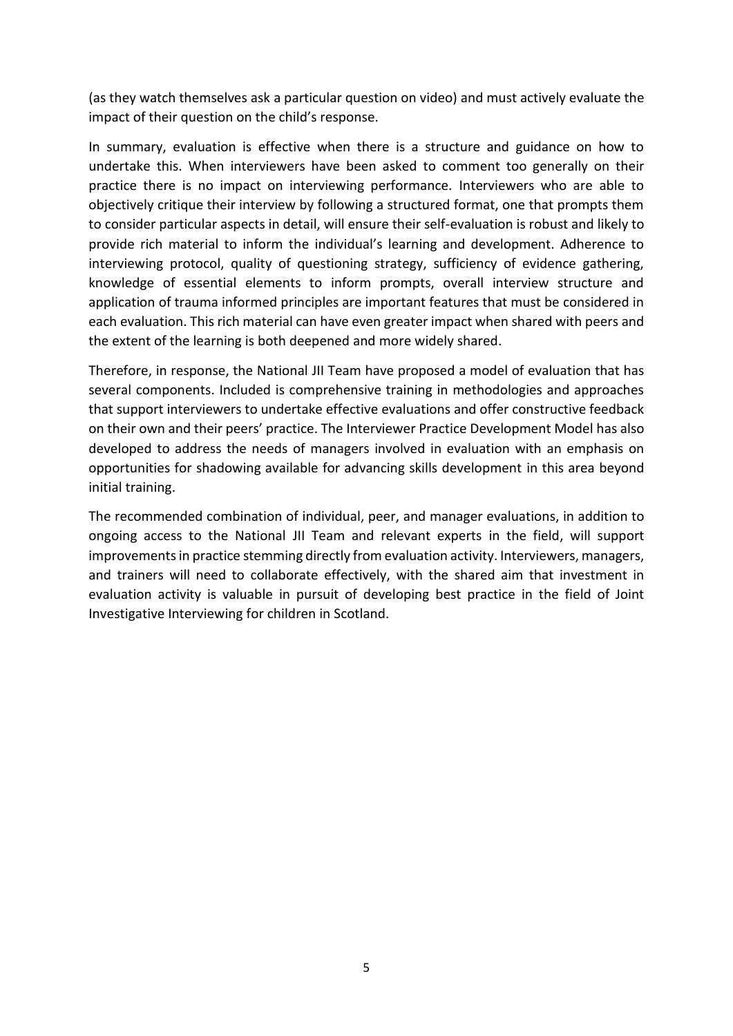(as they watch themselves ask a particular question on video) and must actively evaluate the impact of their question on the child's response.

In summary, evaluation is effective when there is a structure and guidance on how to undertake this. When interviewers have been asked to comment too generally on their practice there is no impact on interviewing performance. Interviewers who are able to objectively critique their interview by following a structured format, one that prompts them to consider particular aspects in detail, will ensure their self-evaluation is robust and likely to provide rich material to inform the individual's learning and development. Adherence to interviewing protocol, quality of questioning strategy, sufficiency of evidence gathering, knowledge of essential elements to inform prompts, overall interview structure and application of trauma informed principles are important features that must be considered in each evaluation. This rich material can have even greater impact when shared with peers and the extent of the learning is both deepened and more widely shared.

Therefore, in response, the National JII Team have proposed a model of evaluation that has several components. Included is comprehensive training in methodologies and approaches that support interviewers to undertake effective evaluations and offer constructive feedback on their own and their peers' practice. The Interviewer Practice Development Model has also developed to address the needs of managers involved in evaluation with an emphasis on opportunities for shadowing available for advancing skills development in this area beyond initial training.

The recommended combination of individual, peer, and manager evaluations, in addition to ongoing access to the National JII Team and relevant experts in the field, will support improvements in practice stemming directly from evaluation activity. Interviewers, managers, and trainers will need to collaborate effectively, with the shared aim that investment in evaluation activity is valuable in pursuit of developing best practice in the field of Joint Investigative Interviewing for children in Scotland.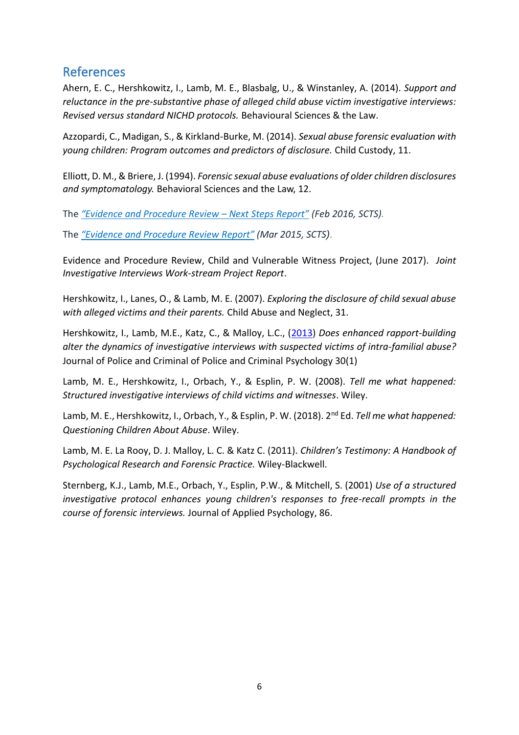## References

Ahern, E. C., Hershkowitz, I., Lamb, M. E., Blasbalg, U., & Winstanley, A. (2014). *Support and reluctance in the pre-substantive phase of alleged child abuse victim investigative interviews: Revised versus standard NICHD protocols.* Behavioural Sciences & the Law.

Azzopardi, C., Madigan, S., & Kirkland-Burke, M. (2014). *Sexual abuse forensic evaluation with young children: Program outcomes and predictors of disclosure.* Child Custody, 11.

Elliott, D. M., & Briere, J. (1994). *Forensic sexual abuse evaluations of older children disclosures and symptomatology.* Behavioral Sciences and the Law, 12.

The *"Evidence and Procedure Review – Next Steps Report" (Feb 2016, SCTS).*

The *"Evidence and Procedure Review Report" (Mar 2015, SCTS).*

Evidence and Procedure Review, Child and Vulnerable Witness Project, (June 2017). *Joint Investigative Interviews Work-stream Project Report*.

Hershkowitz, I., Lanes, O., & Lamb, M. E. (2007). *Exploring the disclosure of child sexual abuse with alleged victims and their parents.* Child Abuse and Neglect, 31.

Hershkowitz, I., Lamb, M.E., Katz, C., & Malloy, L.C., (2013) *Does enhanced rapport-building alter the dynamics of investigative interviews with suspected victims of intra-familial abuse?* Journal of Police and Criminal of Police and Criminal Psychology 30(1)

Lamb, M. E., Hershkowitz, I., Orbach, Y., & Esplin, P. W. (2008). *Tell me what happened: Structured investigative interviews of child victims and witnesses*. Wiley.

Lamb, M. E., Hershkowitz, I., Orbach, Y., & Esplin, P. W. (2018). 2nd Ed. *Tell me what happened: Questioning Children About Abuse*. Wiley.

Lamb, M. E. La Rooy, D. J. Malloy, L. C. & Katz C. (2011). *Children's Testimony: A Handbook of Psychological Research and Forensic Practice.* Wiley-Blackwell.

Sternberg, K.J., Lamb, M.E., Orbach, Y., Esplin, P.W., & Mitchell, S. (2001) *Use of a structured investigative protocol enhances young children's responses to free-recall prompts in the course of forensic interviews.* Journal of Applied Psychology, 86.